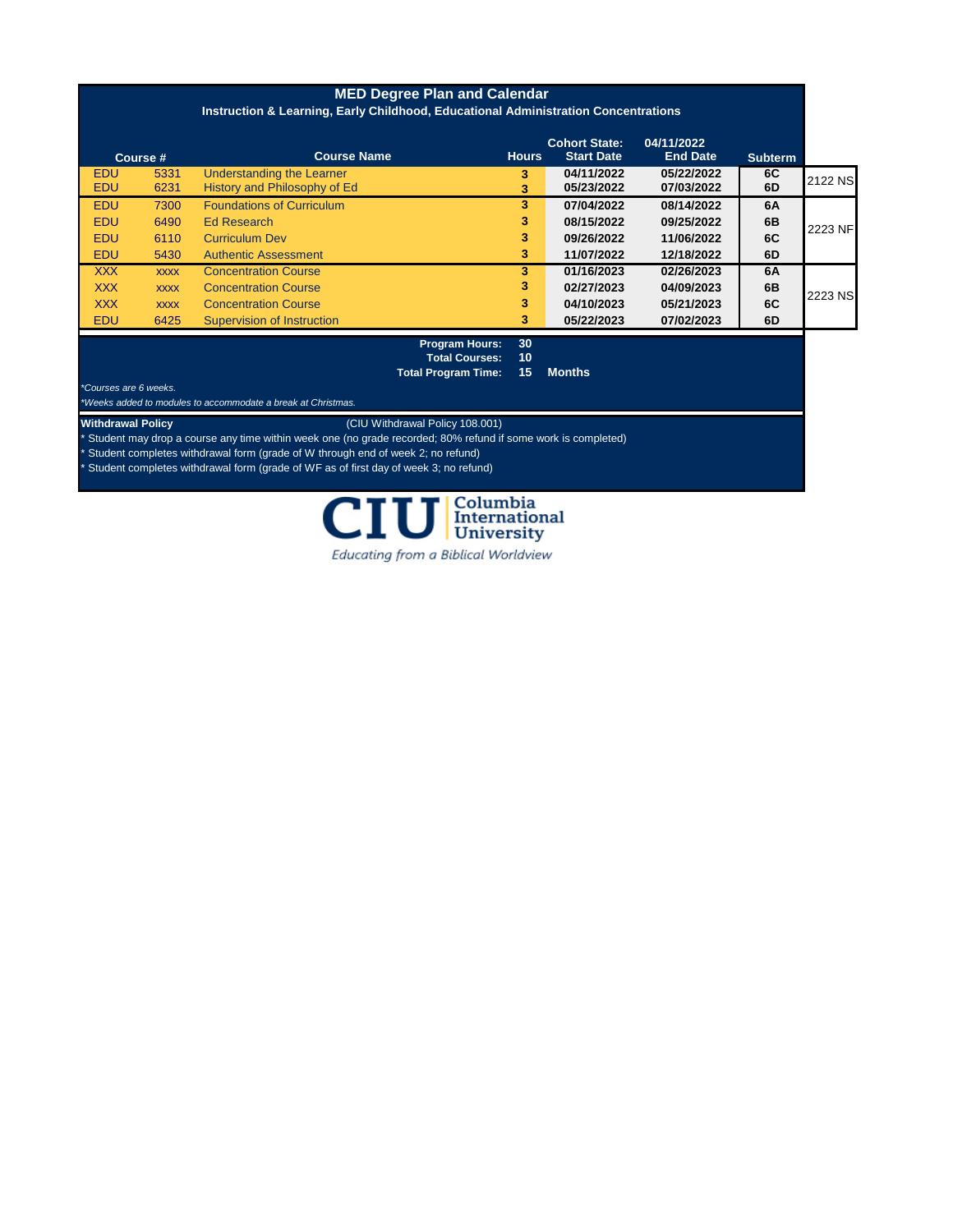# MED Degree Plan and Calendar

## Instruction & Learning, Early Childhood, Educational Administration Concentrations

| Course # | | Course Name | Hours | Cohort State: Start Date | 04/11/2022 End Date | Subterm | |
|---|---|---|---|---|---|---|---|
| EDU | 5331 | Understanding the Learner | 3 | 04/11/2022 | 05/22/2022 | 6C | 2122 NS |
| EDU | 6231 | History and Philosophy of Ed | 3 | 05/23/2022 | 07/03/2022 | 6D | |
| EDU | 7300 | Foundations of Curriculum | 3 | 07/04/2022 | 08/14/2022 | 6A | 2223 NF |
| EDU | 6490 | Ed Research | 3 | 08/15/2022 | 09/25/2022 | 6B | |
| EDU | 6110 | Curriculum Dev | 3 | 09/26/2022 | 11/06/2022 | 6C | |
| EDU | 5430 | Authentic Assessment | 3 | 11/07/2022 | 12/18/2022 | 6D | |
| XXX | xxxx | Concentration Course | 3 | 01/16/2023 | 02/26/2023 | 6A | 2223 NS |
| XXX | xxxx | Concentration Course | 3 | 02/27/2023 | 04/09/2023 | 6B | |
| XXX | xxxx | Concentration Course | 3 | 04/10/2023 | 05/21/2023 | 6C | |
| EDU | 6425 | Supervision of Instruction | 3 | 05/22/2023 | 07/02/2023 | 6D | |

**Program Hours:** 30
**Total Courses:** 10
**Total Program Time:** 15 **Months**

*\*Courses are 6 weeks.*

*\*Weeks added to modules to accommodate a break at Christmas.*

**Withdrawal Policy** (CIU Withdrawal Policy 108.001)

* Student may drop a course any time within week one (no grade recorded; 80% refund if some work is completed)
* Student completes withdrawal form (grade of W through end of week 2; no refund)
* Student completes withdrawal form (grade of WF as of first day of week 3; no refund)

CIU Columbia International University

*Educating from a Biblical Worldview*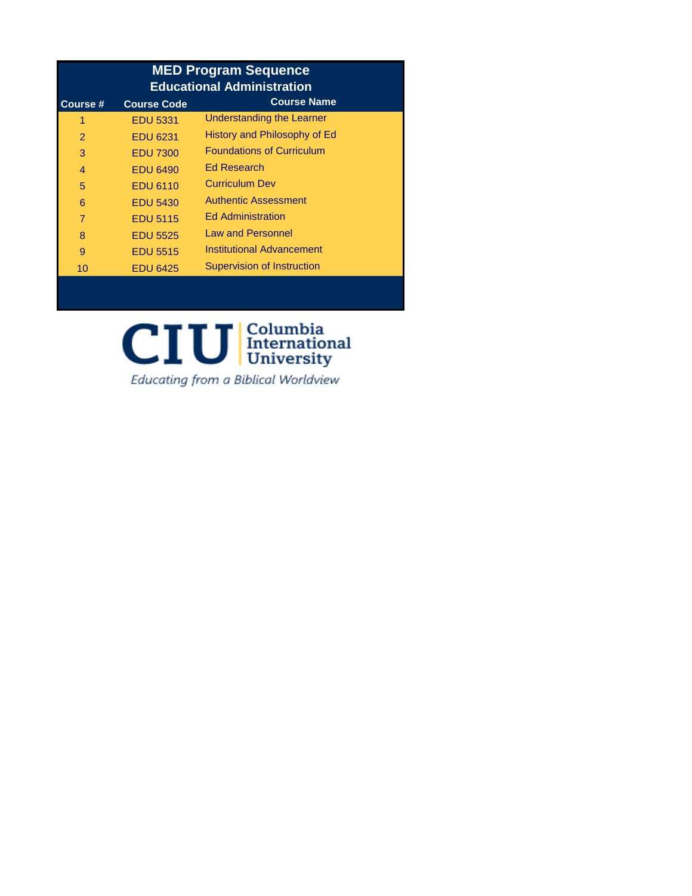## MED Program Sequence
### Educational Administration

| Course # | Course Code | Course Name |
|---|---|---|
| 1 | EDU 5331 | Understanding the Learner |
| 2 | EDU 6231 | History and Philosophy of Ed |
| 3 | EDU 7300 | Foundations of Curriculum |
| 4 | EDU 6490 | Ed Research |
| 5 | EDU 6110 | Curriculum Dev |
| 6 | EDU 5430 | Authentic Assessment |
| 7 | EDU 5115 | Ed Administration |
| 8 | EDU 5525 | Law and Personnel |
| 9 | EDU 5515 | Institutional Advancement |
| 10 | EDU 6425 | Supervision of Instruction |

CIU Columbia International University

*Educating from a Biblical Worldview*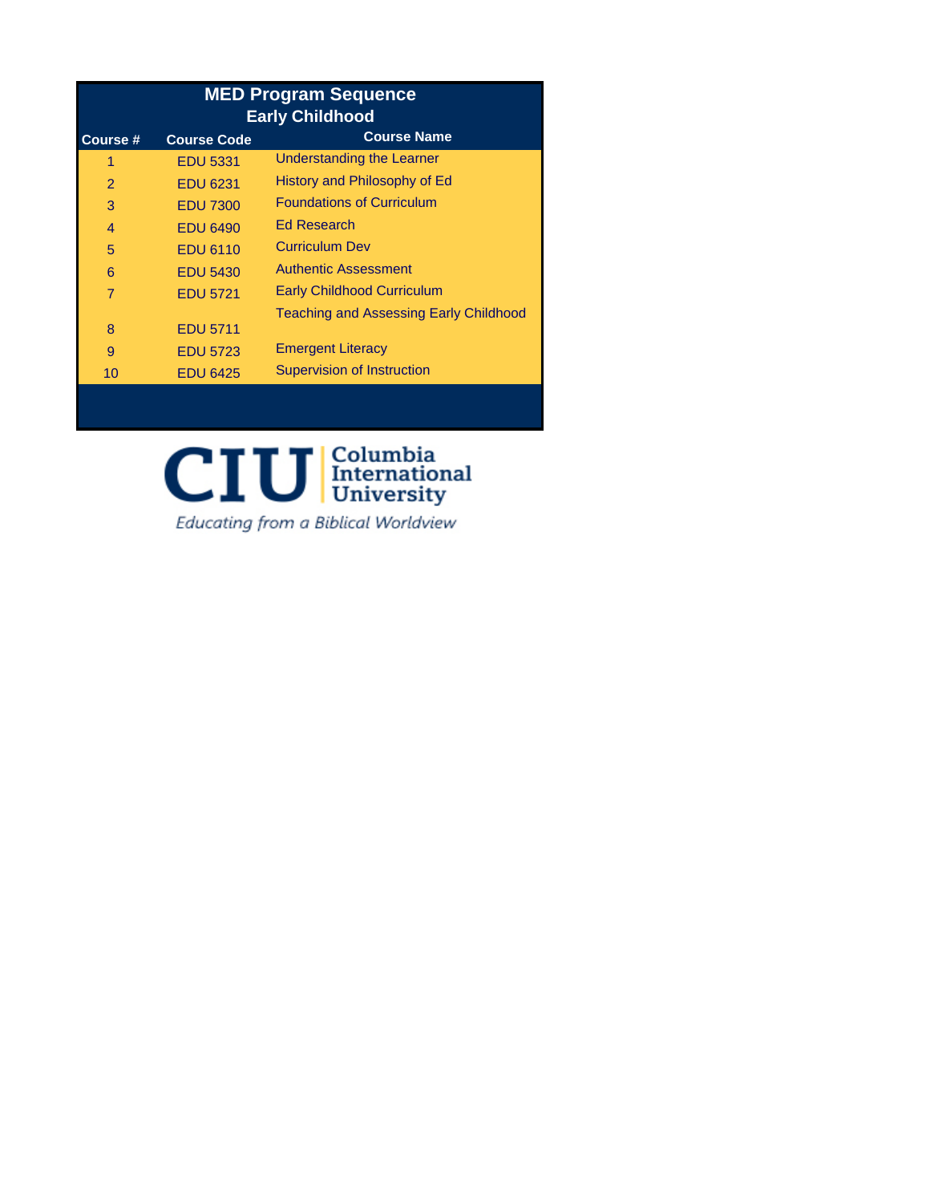## MED Program Sequence
### Early Childhood

| Course # | Course Code | Course Name |
|---|---|---|
| 1 | EDU 5331 | Understanding the Learner |
| 2 | EDU 6231 | History and Philosophy of Ed |
| 3 | EDU 7300 | Foundations of Curriculum |
| 4 | EDU 6490 | Ed Research |
| 5 | EDU 6110 | Curriculum Dev |
| 6 | EDU 5430 | Authentic Assessment |
| 7 | EDU 5721 | Early Childhood Curriculum |
| 8 | EDU 5711 | Teaching and Assessing Early Childhood |
| 9 | EDU 5723 | Emergent Literacy |
| 10 | EDU 6425 | Supervision of Instruction |

CIU Columbia International University

*Educating from a Biblical Worldview*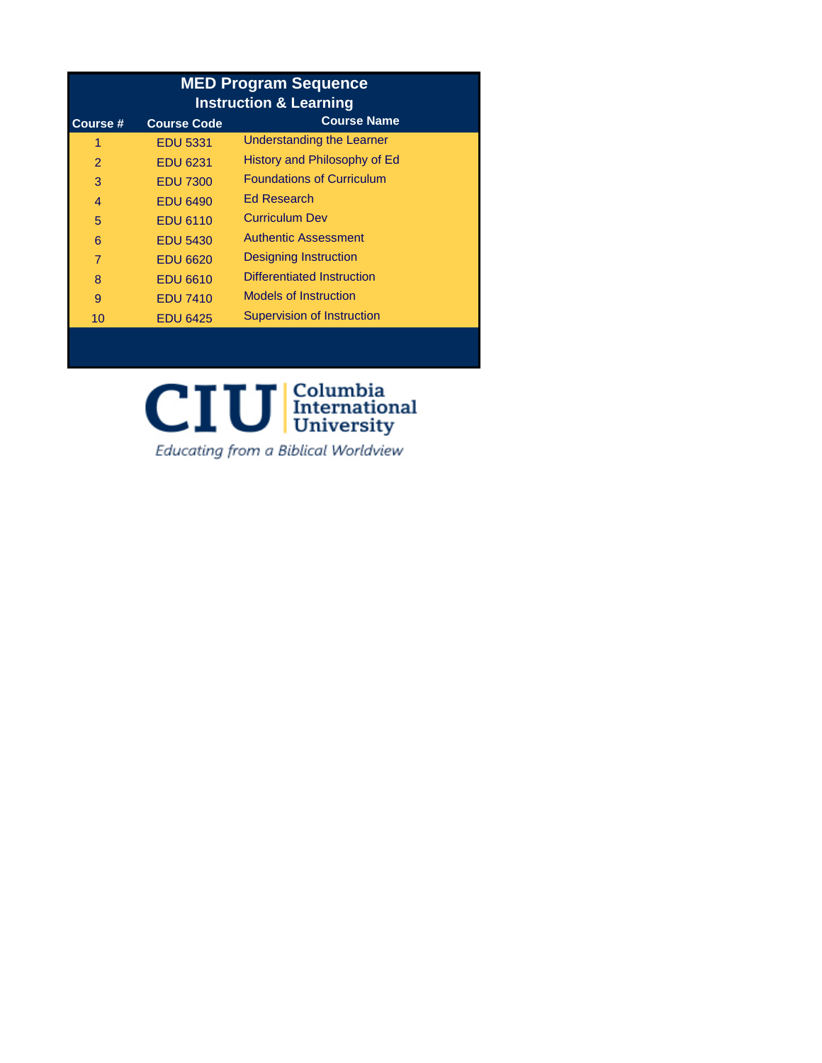# MED Program Sequence

## Instruction & Learning

| Course # | Course Code | Course Name |
|---|---|---|
| 1 | EDU 5331 | Understanding the Learner |
| 2 | EDU 6231 | History and Philosophy of Ed |
| 3 | EDU 7300 | Foundations of Curriculum |
| 4 | EDU 6490 | Ed Research |
| 5 | EDU 6110 | Curriculum Dev |
| 6 | EDU 5430 | Authentic Assessment |
| 7 | EDU 6620 | Designing Instruction |
| 8 | EDU 6610 | Differentiated Instruction |
| 9 | EDU 7410 | Models of Instruction |
| 10 | EDU 6425 | Supervision of Instruction |

CIU Columbia International University

*Educating from a Biblical Worldview*